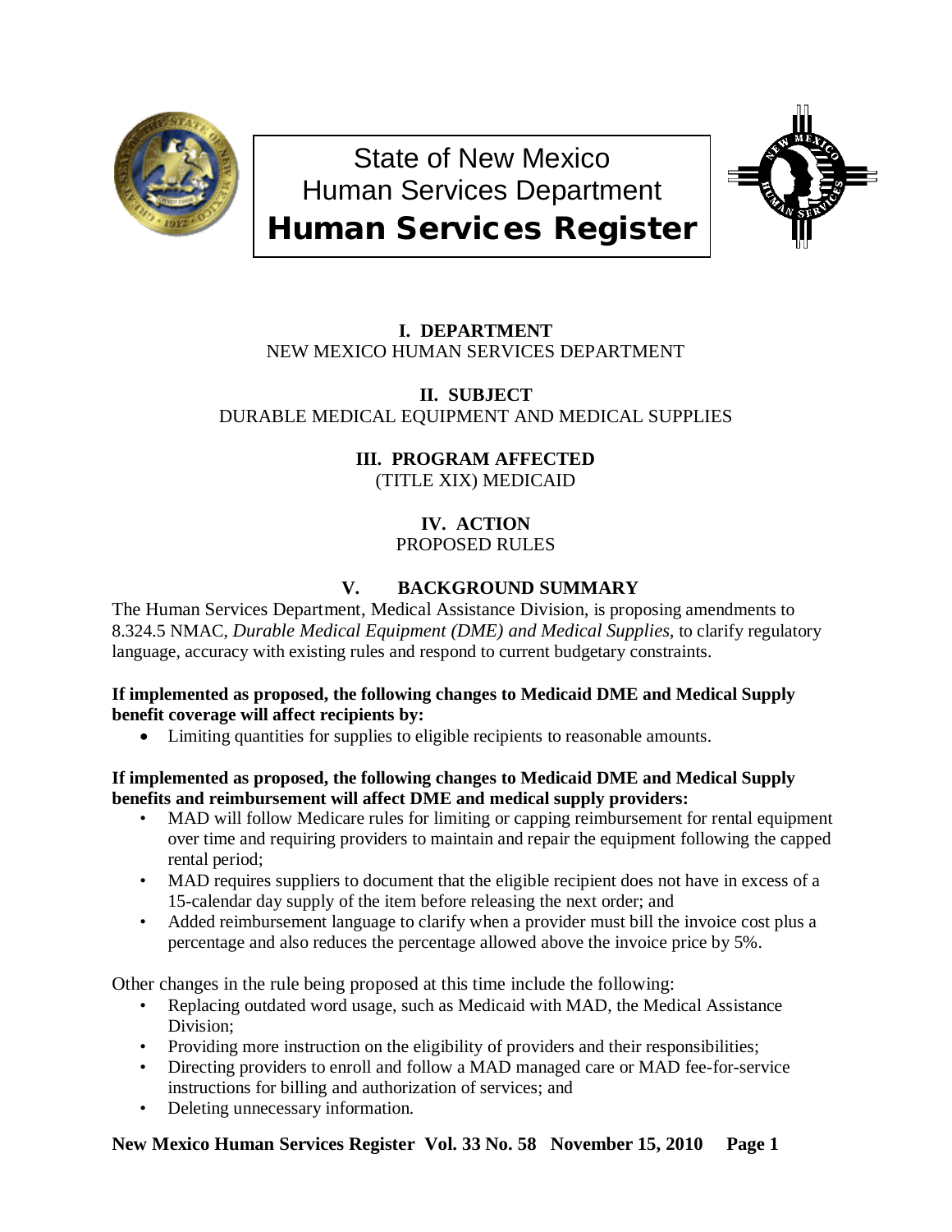# State of New Mexico
# Human Services Department
# Human Services Register

## I. DEPARTMENT
NEW MEXICO HUMAN SERVICES DEPARTMENT

## II. SUBJECT
DURABLE MEDICAL EQUIPMENT AND MEDICAL SUPPLIES

## III. PROGRAM AFFECTED
(TITLE XIX) MEDICAID

## IV. ACTION
PROPOSED RULES

## V. BACKGROUND SUMMARY

The Human Services Department, Medical Assistance Division, is proposing amendments to 8.324.5 NMAC, *Durable Medical Equipment (DME) and Medical Supplies,* to clarify regulatory language, accuracy with existing rules and respond to current budgetary constraints.

**If implemented as proposed, the following changes to Medicaid DME and Medical Supply benefit coverage will affect recipients by:**

- Limiting quantities for supplies to eligible recipients to reasonable amounts.

**If implemented as proposed, the following changes to Medicaid DME and Medical Supply benefits and reimbursement will affect DME and medical supply providers:**

- MAD will follow Medicare rules for limiting or capping reimbursement for rental equipment over time and requiring providers to maintain and repair the equipment following the capped rental period;
- MAD requires suppliers to document that the eligible recipient does not have in excess of a 15-calendar day supply of the item before releasing the next order; and
- Added reimbursement language to clarify when a provider must bill the invoice cost plus a percentage and also reduces the percentage allowed above the invoice price by 5%.

Other changes in the rule being proposed at this time include the following:

- Replacing outdated word usage, such as Medicaid with MAD, the Medical Assistance Division;
- Providing more instruction on the eligibility of providers and their responsibilities;
- Directing providers to enroll and follow a MAD managed care or MAD fee-for-service instructions for billing and authorization of services; and
- Deleting unnecessary information.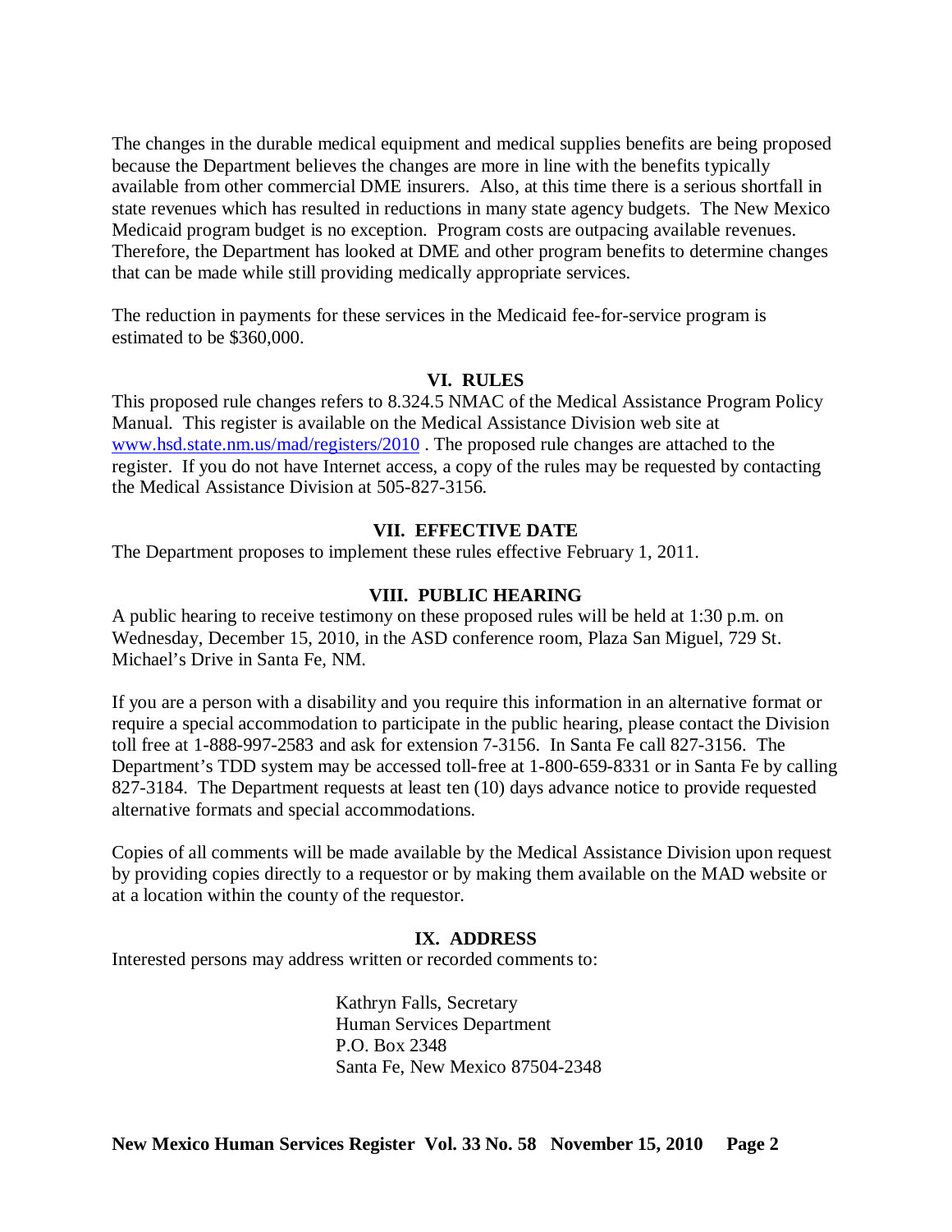The changes in the durable medical equipment and medical supplies benefits are being proposed because the Department believes the changes are more in line with the benefits typically available from other commercial DME insurers. Also, at this time there is a serious shortfall in state revenues which has resulted in reductions in many state agency budgets. The New Mexico Medicaid program budget is no exception. Program costs are outpacing available revenues. Therefore, the Department has looked at DME and other program benefits to determine changes that can be made while still providing medically appropriate services.

The reduction in payments for these services in the Medicaid fee-for-service program is estimated to be $360,000.

## VI. RULES

This proposed rule changes refers to 8.324.5 NMAC of the Medical Assistance Program Policy Manual. This register is available on the Medical Assistance Division web site at www.hsd.state.nm.us/mad/registers/2010 . The proposed rule changes are attached to the register. If you do not have Internet access, a copy of the rules may be requested by contacting the Medical Assistance Division at 505-827-3156.

## VII. EFFECTIVE DATE

The Department proposes to implement these rules effective February 1, 2011.

## VIII. PUBLIC HEARING

A public hearing to receive testimony on these proposed rules will be held at 1:30 p.m. on Wednesday, December 15, 2010, in the ASD conference room, Plaza San Miguel, 729 St. Michael's Drive in Santa Fe, NM.

If you are a person with a disability and you require this information in an alternative format or require a special accommodation to participate in the public hearing, please contact the Division toll free at 1-888-997-2583 and ask for extension 7-3156. In Santa Fe call 827-3156. The Department's TDD system may be accessed toll-free at 1-800-659-8331 or in Santa Fe by calling 827-3184. The Department requests at least ten (10) days advance notice to provide requested alternative formats and special accommodations.

Copies of all comments will be made available by the Medical Assistance Division upon request by providing copies directly to a requestor or by making them available on the MAD website or at a location within the county of the requestor.

## IX. ADDRESS

Interested persons may address written or recorded comments to:

Kathryn Falls, Secretary
Human Services Department
P.O. Box 2348
Santa Fe, New Mexico 87504-2348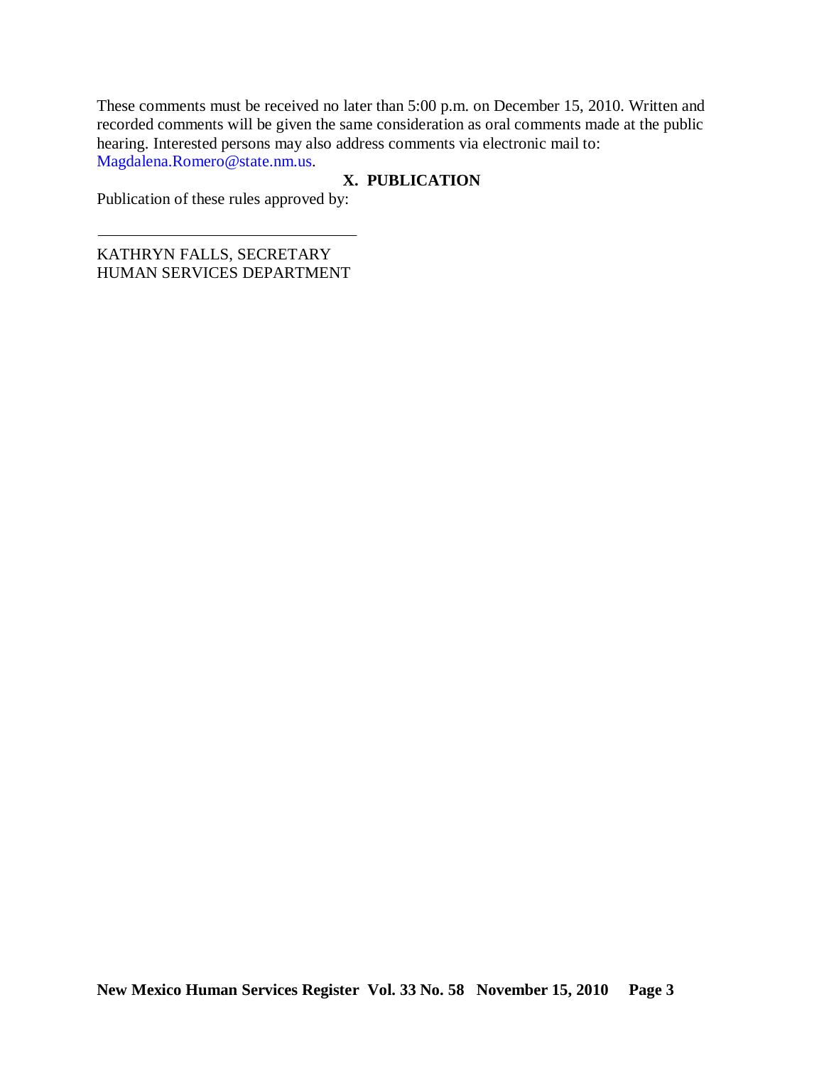These comments must be received no later than 5:00 p.m. on December 15, 2010. Written and recorded comments will be given the same consideration as oral comments made at the public hearing. Interested persons may also address comments via electronic mail to: Magdalena.Romero@state.nm.us.

## X. PUBLICATION

Publication of these rules approved by:

\_\_\_\_\_\_\_\_\_\_\_\_\_\_\_\_\_\_\_\_\_\_\_\_\_\_\_\_\_\_\_\_\_\_

KATHRYN FALLS, SECRETARY
HUMAN SERVICES DEPARTMENT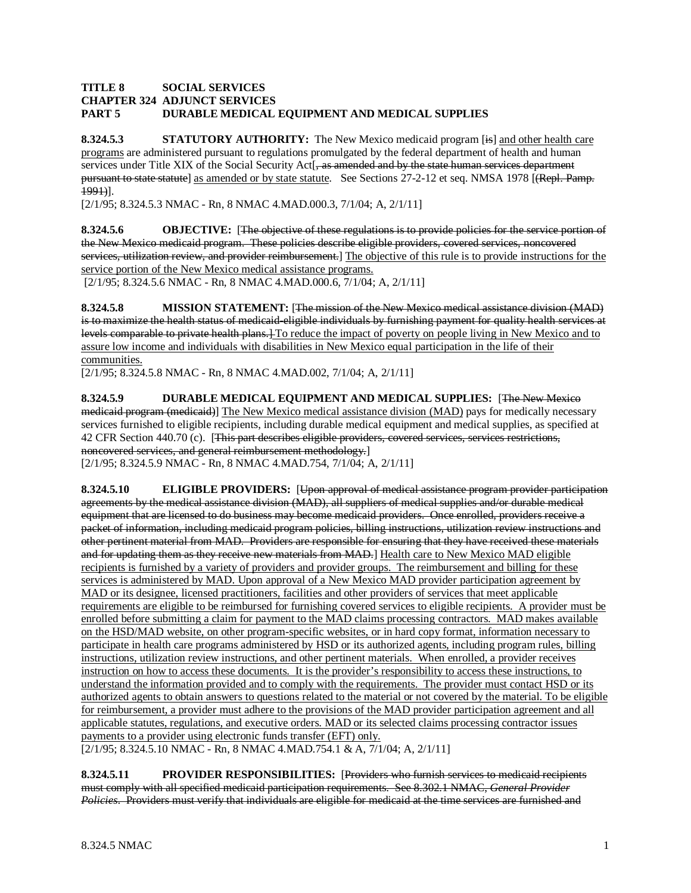**TITLE 8 SOCIAL SERVICES**
**CHAPTER 324 ADJUNCT SERVICES**
**PART 5 DURABLE MEDICAL EQUIPMENT AND MEDICAL SUPPLIES**

**8.324.5.3 STATUTORY AUTHORITY:** The New Mexico medicaid program [~~is~~] and other health care programs are administered pursuant to regulations promulgated by the federal department of health and human services under Title XIX of the Social Security Act[~~, as amended and by the state human services department pursuant to state statute~~] as amended or by state statute. See Sections 27-2-12 et seq. NMSA 1978 [~~(Repl. Pamp. 1991)~~].
[2/1/95; 8.324.5.3 NMAC - Rn, 8 NMAC 4.MAD.000.3, 7/1/04; A, 2/1/11]

**8.324.5.6 OBJECTIVE:** [~~The objective of these regulations is to provide policies for the service portion of the New Mexico medicaid program. These policies describe eligible providers, covered services, noncovered services, utilization review, and provider reimbursement.~~] The objective of this rule is to provide instructions for the service portion of the New Mexico medical assistance programs.
[2/1/95; 8.324.5.6 NMAC - Rn, 8 NMAC 4.MAD.000.6, 7/1/04; A, 2/1/11]

**8.324.5.8 MISSION STATEMENT:** [~~The mission of the New Mexico medical assistance division (MAD) is to maximize the health status of medicaid-eligible individuals by furnishing payment for quality health services at levels comparable to private health plans.~~] To reduce the impact of poverty on people living in New Mexico and to assure low income and individuals with disabilities in New Mexico equal participation in the life of their communities.
[2/1/95; 8.324.5.8 NMAC - Rn, 8 NMAC 4.MAD.002, 7/1/04; A, 2/1/11]

**8.324.5.9 DURABLE MEDICAL EQUIPMENT AND MEDICAL SUPPLIES:** [~~The New Mexico medicaid program (medicaid)~~] The New Mexico medical assistance division (MAD) pays for medically necessary services furnished to eligible recipients, including durable medical equipment and medical supplies, as specified at 42 CFR Section 440.70 (c). [~~This part describes eligible providers, covered services, services restrictions, noncovered services, and general reimbursement methodology.~~]
[2/1/95; 8.324.5.9 NMAC - Rn, 8 NMAC 4.MAD.754, 7/1/04; A, 2/1/11]

**8.324.5.10 ELIGIBLE PROVIDERS:** [~~Upon approval of medical assistance program provider participation agreements by the medical assistance division (MAD), all suppliers of medical supplies and/or durable medical equipment that are licensed to do business may become medicaid providers. Once enrolled, providers receive a packet of information, including medicaid program policies, billing instructions, utilization review instructions and other pertinent material from MAD. Providers are responsible for ensuring that they have received these materials and for updating them as they receive new materials from MAD.~~] Health care to New Mexico MAD eligible recipients is furnished by a variety of providers and provider groups. The reimbursement and billing for these services is administered by MAD. Upon approval of a New Mexico MAD provider participation agreement by MAD or its designee, licensed practitioners, facilities and other providers of services that meet applicable requirements are eligible to be reimbursed for furnishing covered services to eligible recipients. A provider must be enrolled before submitting a claim for payment to the MAD claims processing contractors. MAD makes available on the HSD/MAD website, on other program-specific websites, or in hard copy format, information necessary to participate in health care programs administered by HSD or its authorized agents, including program rules, billing instructions, utilization review instructions, and other pertinent materials. When enrolled, a provider receives instruction on how to access these documents. It is the provider's responsibility to access these instructions, to understand the information provided and to comply with the requirements. The provider must contact HSD or its authorized agents to obtain answers to questions related to the material or not covered by the material. To be eligible for reimbursement, a provider must adhere to the provisions of the MAD provider participation agreement and all applicable statutes, regulations, and executive orders. MAD or its selected claims processing contractor issues payments to a provider using electronic funds transfer (EFT) only.
[2/1/95; 8.324.5.10 NMAC - Rn, 8 NMAC 4.MAD.754.1 & A, 7/1/04; A, 2/1/11]

**8.324.5.11 PROVIDER RESPONSIBILITIES:** [~~Providers who furnish services to medicaid recipients must comply with all specified medicaid participation requirements. See 8.302.1 NMAC, *General Provider Policies*. Providers must verify that individuals are eligible for medicaid at the time services are furnished and~~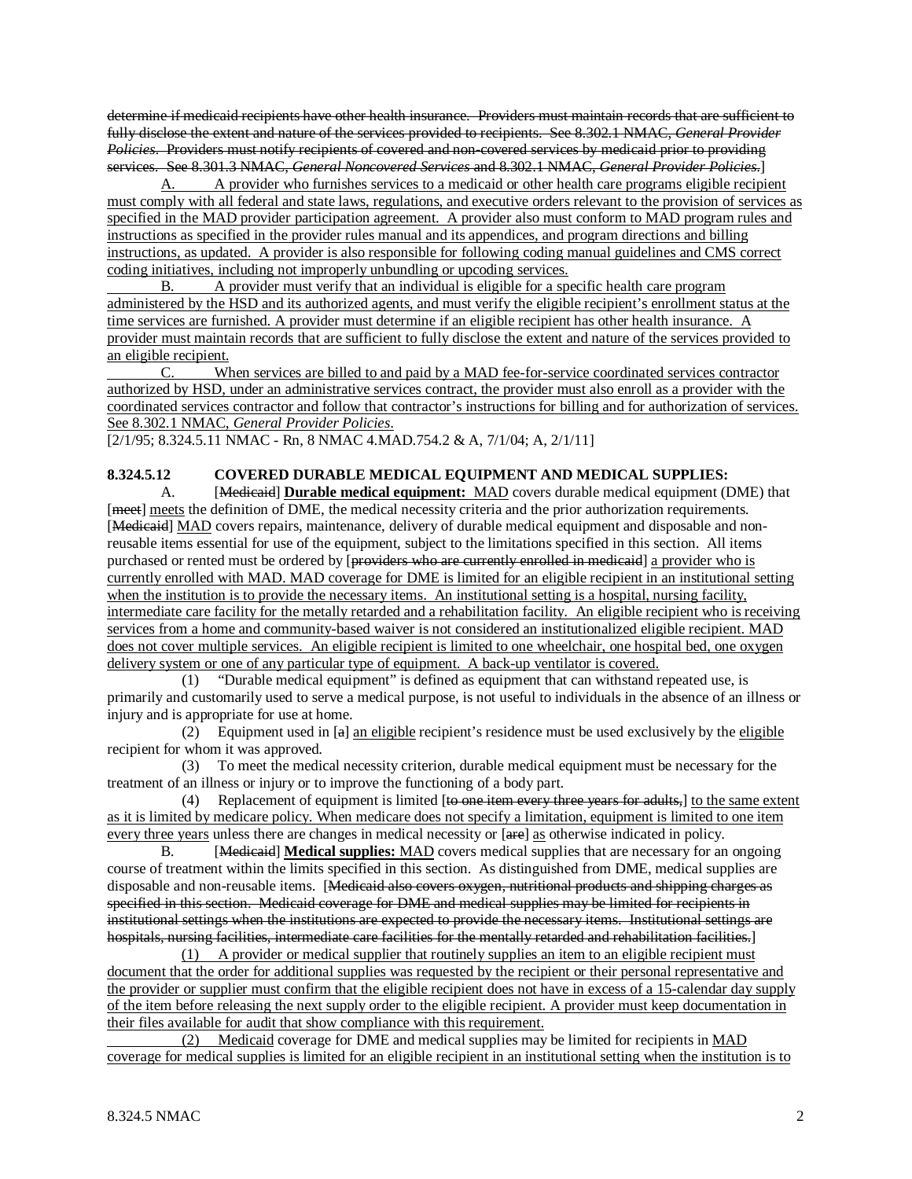determine if medicaid recipients have other health insurance. Providers must maintain records that are sufficient to fully disclose the extent and nature of the services provided to recipients. See 8.302.1 NMAC, *General Provider Policies*. Providers must notify recipients of covered and non-covered services by medicaid prior to providing services. See 8.301.3 NMAC, *General Noncovered Services* and 8.302.1 NMAC, *General Provider Policies*.]

A. A provider who furnishes services to a medicaid or other health care programs eligible recipient must comply with all federal and state laws, regulations, and executive orders relevant to the provision of services as specified in the MAD provider participation agreement. A provider also must conform to MAD program rules and instructions as specified in the provider rules manual and its appendices, and program directions and billing instructions, as updated. A provider is also responsible for following coding manual guidelines and CMS correct coding initiatives, including not improperly unbundling or upcoding services.

B. A provider must verify that an individual is eligible for a specific health care program administered by the HSD and its authorized agents, and must verify the eligible recipient's enrollment status at the time services are furnished. A provider must determine if an eligible recipient has other health insurance. A provider must maintain records that are sufficient to fully disclose the extent and nature of the services provided to an eligible recipient.

C. When services are billed to and paid by a MAD fee-for-service coordinated services contractor authorized by HSD, under an administrative services contract, the provider must also enroll as a provider with the coordinated services contractor and follow that contractor's instructions for billing and for authorization of services. See 8.302.1 NMAC, *General Provider Policies*.

[2/1/95; 8.324.5.11 NMAC - Rn, 8 NMAC 4.MAD.754.2 & A, 7/1/04; A, 2/1/11]

**8.324.5.12 COVERED DURABLE MEDICAL EQUIPMENT AND MEDICAL SUPPLIES:**

A. [Medicaid] **Durable medical equipment:** MAD covers durable medical equipment (DME) that [meet] meets the definition of DME, the medical necessity criteria and the prior authorization requirements. [Medicaid] MAD covers repairs, maintenance, delivery of durable medical equipment and disposable and non-reusable items essential for use of the equipment, subject to the limitations specified in this section. All items purchased or rented must be ordered by [providers who are currently enrolled in medicaid] a provider who is currently enrolled with MAD. MAD coverage for DME is limited for an eligible recipient in an institutional setting when the institution is to provide the necessary items. An institutional setting is a hospital, nursing facility, intermediate care facility for the metally retarded and a rehabilitation facility. An eligible recipient who is receiving services from a home and community-based waiver is not considered an institutionalized eligible recipient. MAD does not cover multiple services. An eligible recipient is limited to one wheelchair, one hospital bed, one oxygen delivery system or one of any particular type of equipment. A back-up ventilator is covered.

(1) "Durable medical equipment" is defined as equipment that can withstand repeated use, is primarily and customarily used to serve a medical purpose, is not useful to individuals in the absence of an illness or injury and is appropriate for use at home.

(2) Equipment used in [a] an eligible recipient's residence must be used exclusively by the eligible recipient for whom it was approved.

(3) To meet the medical necessity criterion, durable medical equipment must be necessary for the treatment of an illness or injury or to improve the functioning of a body part.

(4) Replacement of equipment is limited [to one item every three years for adults,] to the same extent as it is limited by medicare policy. When medicare does not specify a limitation, equipment is limited to one item every three years unless there are changes in medical necessity or [are] as otherwise indicated in policy.

B. [Medicaid] **Medical supplies:** MAD covers medical supplies that are necessary for an ongoing course of treatment within the limits specified in this section. As distinguished from DME, medical supplies are disposable and non-reusable items. [Medicaid also covers oxygen, nutritional products and shipping charges as specified in this section. Medicaid coverage for DME and medical supplies may be limited for recipients in institutional settings when the institutions are expected to provide the necessary items. Institutional settings are hospitals, nursing facilities, intermediate care facilities for the mentally retarded and rehabilitation facilities.]

(1) A provider or medical supplier that routinely supplies an item to an eligible recipient must document that the order for additional supplies was requested by the recipient or their personal representative and the provider or supplier must confirm that the eligible recipient does not have in excess of a 15-calendar day supply of the item before releasing the next supply order to the eligible recipient. A provider must keep documentation in their files available for audit that show compliance with this requirement.

(2) Medicaid coverage for DME and medical supplies may be limited for recipients in MAD coverage for medical supplies is limited for an eligible recipient in an institutional setting when the institution is to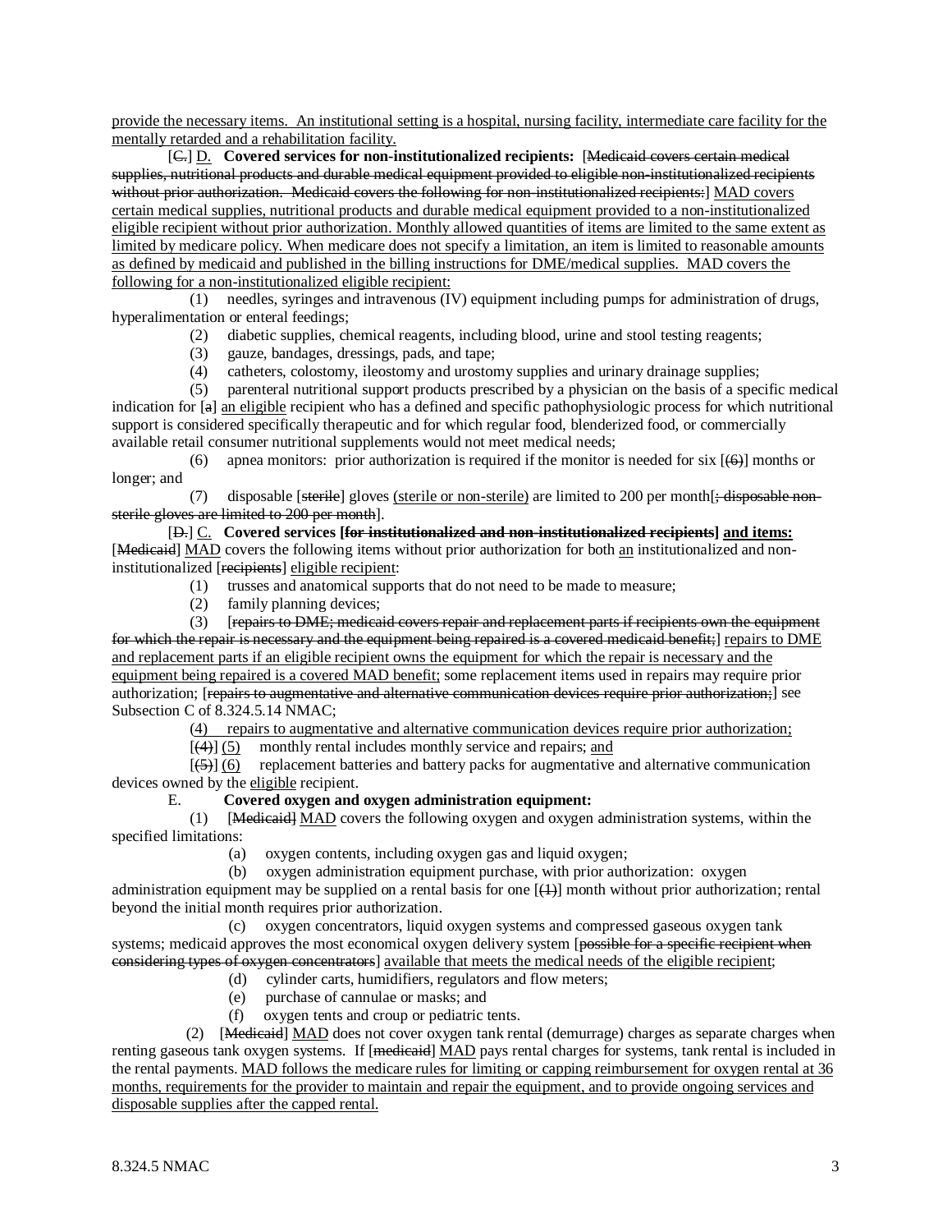provide the necessary items. An institutional setting is a hospital, nursing facility, intermediate care facility for the mentally retarded and a rehabilitation facility.

[C.] D. **Covered services for non-institutionalized recipients:** [Medicaid covers certain medical supplies, nutritional products and durable medical equipment provided to eligible non-institutionalized recipients without prior authorization. Medicaid covers the following for non-institutionalized recipients:] MAD covers certain medical supplies, nutritional products and durable medical equipment provided to a non-institutionalized eligible recipient without prior authorization. Monthly allowed quantities of items are limited to the same extent as limited by medicare policy. When medicare does not specify a limitation, an item is limited to reasonable amounts as defined by medicaid and published in the billing instructions for DME/medical supplies. MAD covers the following for a non-institutionalized eligible recipient:

(1) needles, syringes and intravenous (IV) equipment including pumps for administration of drugs, hyperalimentation or enteral feedings;

(2) diabetic supplies, chemical reagents, including blood, urine and stool testing reagents;

(3) gauze, bandages, dressings, pads, and tape;

(4) catheters, colostomy, ileostomy and urostomy supplies and urinary drainage supplies;

(5) parenteral nutritional support products prescribed by a physician on the basis of a specific medical indication for [a] an eligible recipient who has a defined and specific pathophysiologic process for which nutritional support is considered specifically therapeutic and for which regular food, blenderized food, or commercially available retail consumer nutritional supplements would not meet medical needs;

(6) apnea monitors: prior authorization is required if the monitor is needed for six [(6)] months or longer; and

(7) disposable [sterile] gloves (sterile or non-sterile) are limited to 200 per month[; disposable non-sterile gloves are limited to 200 per month].

[D.] C. **Covered services [for institutionalized and non-institutionalized recipients] and items:** [Medicaid] MAD covers the following items without prior authorization for both an institutionalized and non-institutionalized [recipients] eligible recipient:

(1) trusses and anatomical supports that do not need to be made to measure;

(2) family planning devices;

(3) [repairs to DME; medicaid covers repair and replacement parts if recipients own the equipment for which the repair is necessary and the equipment being repaired is a covered medicaid benefit;] repairs to DME and replacement parts if an eligible recipient owns the equipment for which the repair is necessary and the equipment being repaired is a covered MAD benefit; some replacement items used in repairs may require prior authorization; [repairs to augmentative and alternative communication devices require prior authorization;] see Subsection C of 8.324.5.14 NMAC;

(4) repairs to augmentative and alternative communication devices require prior authorization;

[(4)] (5) monthly rental includes monthly service and repairs; and

[(5)] (6) replacement batteries and battery packs for augmentative and alternative communication devices owned by the eligible recipient.

E. **Covered oxygen and oxygen administration equipment:**

(1) [Medicaid] MAD covers the following oxygen and oxygen administration systems, within the specified limitations:

(a) oxygen contents, including oxygen gas and liquid oxygen;

(b) oxygen administration equipment purchase, with prior authorization: oxygen administration equipment may be supplied on a rental basis for one [(1)] month without prior authorization; rental beyond the initial month requires prior authorization.

(c) oxygen concentrators, liquid oxygen systems and compressed gaseous oxygen tank systems; medicaid approves the most economical oxygen delivery system [possible for a specific recipient when considering types of oxygen concentrators] available that meets the medical needs of the eligible recipient;

(d) cylinder carts, humidifiers, regulators and flow meters;

(e) purchase of cannulae or masks; and

(f) oxygen tents and croup or pediatric tents.

(2) [Medicaid] MAD does not cover oxygen tank rental (demurrage) charges as separate charges when renting gaseous tank oxygen systems. If [medicaid] MAD pays rental charges for systems, tank rental is included in the rental payments. MAD follows the medicare rules for limiting or capping reimbursement for oxygen rental at 36 months, requirements for the provider to maintain and repair the equipment, and to provide ongoing services and disposable supplies after the capped rental.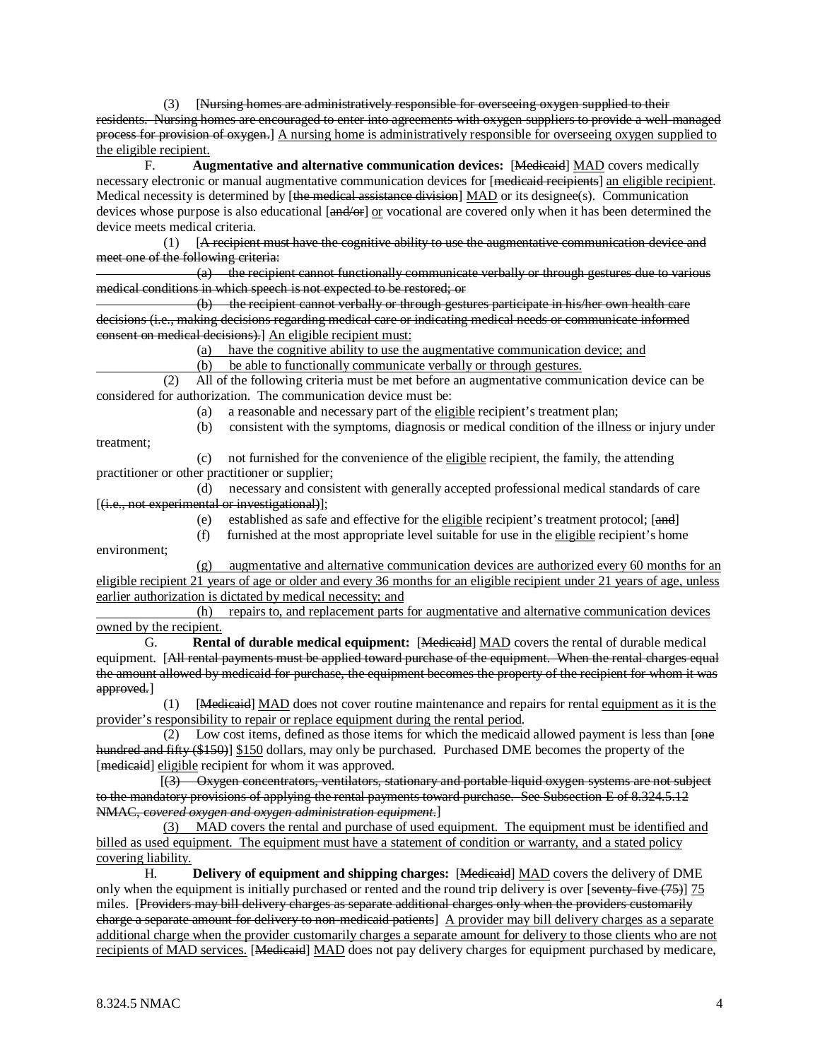(3) [~~Nursing homes are administratively responsible for overseeing oxygen supplied to their residents. Nursing homes are encouraged to enter into agreements with oxygen suppliers to provide a well-managed process for provision of oxygen.~~] <u>A nursing home is administratively responsible for overseeing oxygen supplied to the eligible recipient.</u>

F. **Augmentative and alternative communication devices:** [~~Medicaid~~] <u>MAD</u> covers medically necessary electronic or manual augmentative communication devices for [~~medicaid recipients~~] <u>an eligible recipient</u>. Medical necessity is determined by [~~the medical assistance division~~] <u>MAD</u> or its designee(s). Communication devices whose purpose is also educational [~~and/or~~] <u>or</u> vocational are covered only when it has been determined the device meets medical criteria.

(1) [~~A recipient must have the cognitive ability to use the augmentative communication device and meet one of the following criteria:~~

~~(a) the recipient cannot functionally communicate verbally or through gestures due to various medical conditions in which speech is not expected to be restored; or~~

~~(b) the recipient cannot verbally or through gestures participate in his/her own health care decisions (i.e., making decisions regarding medical care or indicating medical needs or communicate informed consent on medical decisions).~~] <u>An eligible recipient must:</u>

<u>(a) have the cognitive ability to use the augmentative communication device; and</u>

<u>(b) be able to functionally communicate verbally or through gestures.</u>

(2) All of the following criteria must be met before an augmentative communication device can be considered for authorization. The communication device must be:

(a) a reasonable and necessary part of the <u>eligible</u> recipient's treatment plan;

(b) consistent with the symptoms, diagnosis or medical condition of the illness or injury under treatment;

(c) not furnished for the convenience of the <u>eligible</u> recipient, the family, the attending practitioner or other practitioner or supplier;

(d) necessary and consistent with generally accepted professional medical standards of care [~~(i.e., not experimental or investigational)~~];

(e) established as safe and effective for the <u>eligible</u> recipient's treatment protocol; [~~and~~]

(f) furnished at the most appropriate level suitable for use in the <u>eligible</u> recipient's home environment;

<u>(g) augmentative and alternative communication devices are authorized every 60 months for an eligible recipient 21 years of age or older and every 36 months for an eligible recipient under 21 years of age, unless earlier authorization is dictated by medical necessity; and</u>

<u>(h) repairs to, and replacement parts for augmentative and alternative communication devices owned by the recipient.</u>

G. **Rental of durable medical equipment:** [~~Medicaid~~] <u>MAD</u> covers the rental of durable medical equipment. [~~All rental payments must be applied toward purchase of the equipment. When the rental charges equal the amount allowed by medicaid for purchase, the equipment becomes the property of the recipient for whom it was approved.~~]

(1) [~~Medicaid~~] <u>MAD</u> does not cover routine maintenance and repairs for rental <u>equipment as it is the provider's responsibility to repair or replace equipment during the rental period</u>.

(2) Low cost items, defined as those items for which the medicaid allowed payment is less than [~~one hundred and fifty ($150)~~] <u>$150</u> dollars, may only be purchased. Purchased DME becomes the property of the [~~medicaid~~] <u>eligible</u> recipient for whom it was approved.

[~~(3) Oxygen concentrators, ventilators, stationary and portable liquid oxygen systems are not subject to the mandatory provisions of applying the rental payments toward purchase. See Subsection E of 8.324.5.12 NMAC, *covered oxygen and oxygen administration equipment*.~~]

<u>(3) MAD covers the rental and purchase of used equipment. The equipment must be identified and billed as used equipment. The equipment must have a statement of condition or warranty, and a stated policy covering liability.</u>

H. **Delivery of equipment and shipping charges:** [~~Medicaid~~] <u>MAD</u> covers the delivery of DME only when the equipment is initially purchased or rented and the round trip delivery is over [~~seventy-five (75)~~] <u>75</u> miles. [~~Providers may bill delivery charges as separate additional charges only when the providers customarily charge a separate amount for delivery to non-medicaid patients~~] <u>A provider may bill delivery charges as a separate additional charge when the provider customarily charges a separate amount for delivery to those clients who are not recipients of MAD services.</u> [~~Medicaid~~] <u>MAD</u> does not pay delivery charges for equipment purchased by medicare,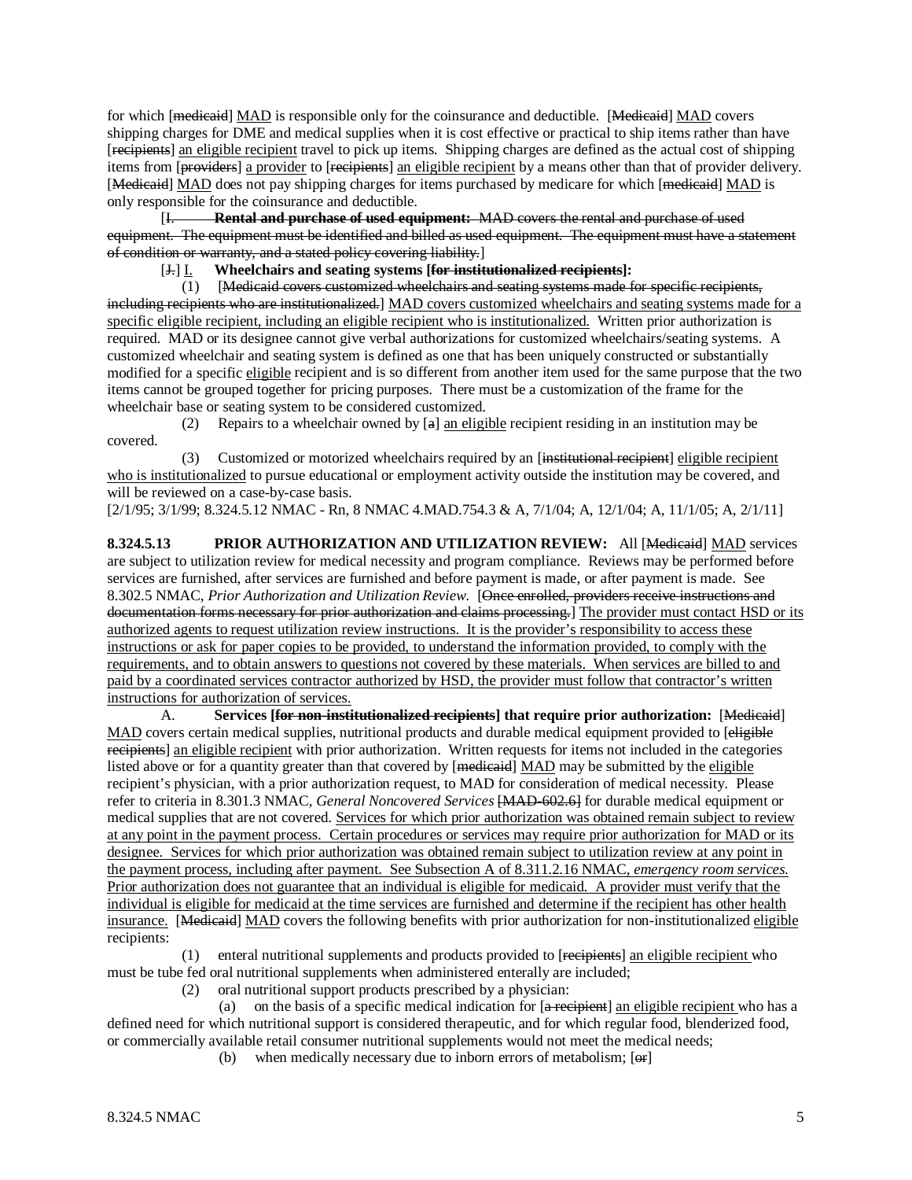for which [~~medicaid~~] MAD is responsible only for the coinsurance and deductible. [~~Medicaid~~] MAD covers shipping charges for DME and medical supplies when it is cost effective or practical to ship items rather than have [~~recipients~~] an eligible recipient travel to pick up items. Shipping charges are defined as the actual cost of shipping items from [~~providers~~] a provider to [~~recipients~~] an eligible recipient by a means other than that of provider delivery. [~~Medicaid~~] MAD does not pay shipping charges for items purchased by medicare for which [~~medicaid~~] MAD is only responsible for the coinsurance and deductible.

[~~I.~~ ~~**Rental and purchase of used equipment:**~~ ~~MAD covers the rental and purchase of used equipment. The equipment must be identified and billed as used equipment. The equipment must have a statement of condition or warranty, and a stated policy covering liability.~~]

[~~J.~~] I. **Wheelchairs and seating systems [~~for institutionalized recipients~~]:**

(1) [~~Medicaid covers customized wheelchairs and seating systems made for specific recipients, including recipients who are institutionalized.~~] MAD covers customized wheelchairs and seating systems made for a specific eligible recipient, including an eligible recipient who is institutionalized. Written prior authorization is required. MAD or its designee cannot give verbal authorizations for customized wheelchairs/seating systems. A customized wheelchair and seating system is defined as one that has been uniquely constructed or substantially modified for a specific eligible recipient and is so different from another item used for the same purpose that the two items cannot be grouped together for pricing purposes. There must be a customization of the frame for the wheelchair base or seating system to be considered customized.

(2) Repairs to a wheelchair owned by [~~a~~] an eligible recipient residing in an institution may be covered.

(3) Customized or motorized wheelchairs required by an [~~institutional recipient~~] eligible recipient who is institutionalized to pursue educational or employment activity outside the institution may be covered, and will be reviewed on a case-by-case basis.

[2/1/95; 3/1/99; 8.324.5.12 NMAC - Rn, 8 NMAC 4.MAD.754.3 & A, 7/1/04; A, 12/1/04; A, 11/1/05; A, 2/1/11]

**8.324.5.13 PRIOR AUTHORIZATION AND UTILIZATION REVIEW:** All [~~Medicaid~~] MAD services are subject to utilization review for medical necessity and program compliance. Reviews may be performed before services are furnished, after services are furnished and before payment is made, or after payment is made. See 8.302.5 NMAC, *Prior Authorization and Utilization Review*. [~~Once enrolled, providers receive instructions and documentation forms necessary for prior authorization and claims processing.~~] The provider must contact HSD or its authorized agents to request utilization review instructions. It is the provider's responsibility to access these instructions or ask for paper copies to be provided, to understand the information provided, to comply with the requirements, and to obtain answers to questions not covered by these materials. When services are billed to and paid by a coordinated services contractor authorized by HSD, the provider must follow that contractor's written instructions for authorization of services.

A. **Services [~~for non-institutionalized recipients~~] that require prior authorization:** [~~Medicaid~~] MAD covers certain medical supplies, nutritional products and durable medical equipment provided to [~~eligible recipients~~] an eligible recipient with prior authorization. Written requests for items not included in the categories listed above or for a quantity greater than that covered by [~~medicaid~~] MAD may be submitted by the eligible recipient's physician, with a prior authorization request, to MAD for consideration of medical necessity. Please refer to criteria in 8.301.3 NMAC, *General Noncovered Services* [~~MAD-602.6~~] for durable medical equipment or medical supplies that are not covered. Services for which prior authorization was obtained remain subject to review at any point in the payment process. Certain procedures or services may require prior authorization for MAD or its designee. Services for which prior authorization was obtained remain subject to utilization review at any point in the payment process, including after payment. See Subsection A of 8.311.2.16 NMAC, *emergency room services*. Prior authorization does not guarantee that an individual is eligible for medicaid. A provider must verify that the individual is eligible for medicaid at the time services are furnished and determine if the recipient has other health insurance. [~~Medicaid~~] MAD covers the following benefits with prior authorization for non-institutionalized eligible recipients:

(1) enteral nutritional supplements and products provided to [~~recipients~~] an eligible recipient who must be tube fed oral nutritional supplements when administered enterally are included;

(2) oral nutritional support products prescribed by a physician:

(a) on the basis of a specific medical indication for [~~a recipient~~] an eligible recipient who has a defined need for which nutritional support is considered therapeutic, and for which regular food, blenderized food, or commercially available retail consumer nutritional supplements would not meet the medical needs;

(b) when medically necessary due to inborn errors of metabolism; [~~or~~]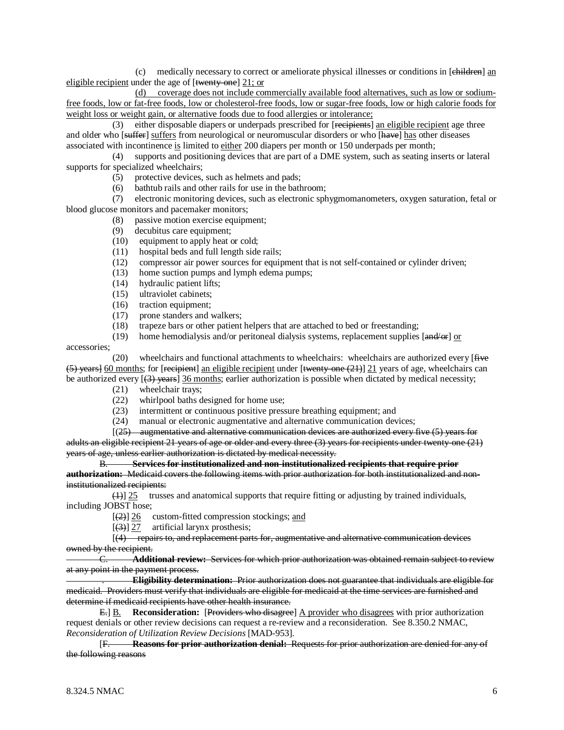(c) medically necessary to correct or ameliorate physical illnesses or conditions in [~~children~~] <u>an eligible recipient</u> under the age of [~~twenty-one~~] <u>21; or</u>

<u>(d) coverage does not include commercially available food alternatives, such as low or sodium-free foods, low or fat-free foods, low or cholesterol-free foods, low or sugar-free foods, low or high calorie foods for weight loss or weight gain, or alternative foods due to food allergies or intolerance;</u>

(3) either disposable diapers or underpads prescribed for [~~recipients~~] <u>an eligible recipient</u> age three and older who [~~suffer~~] <u>suffers</u> from neurological or neuromuscular disorders or who [~~have~~] <u>has</u> other diseases associated with incontinence <u>is</u> limited to <u>either</u> 200 diapers per month or 150 underpads per month;

(4) supports and positioning devices that are part of a DME system, such as seating inserts or lateral supports for specialized wheelchairs;

(5) protective devices, such as helmets and pads;

(6) bathtub rails and other rails for use in the bathroom;

(7) electronic monitoring devices, such as electronic sphygmomanometers, oxygen saturation, fetal or blood glucose monitors and pacemaker monitors;

(8) passive motion exercise equipment;

(9) decubitus care equipment;

(10) equipment to apply heat or cold;

(11) hospital beds and full length side rails;

(12) compressor air power sources for equipment that is not self-contained or cylinder driven;

(13) home suction pumps and lymph edema pumps;

(14) hydraulic patient lifts;

(15) ultraviolet cabinets;

(16) traction equipment;

(17) prone standers and walkers;

(18) trapeze bars or other patient helpers that are attached to bed or freestanding;

(19) home hemodialysis and/or peritoneal dialysis systems, replacement supplies [~~and/or~~] <u>or</u> accessories;

(20) wheelchairs and functional attachments to wheelchairs: wheelchairs are authorized every [~~five (5) years~~] <u>60 months</u>; for [~~recipient~~] <u>an eligible recipient</u> under [~~twenty-one (21)~~] <u>21</u> years of age, wheelchairs can be authorized every [~~(3) years~~] <u>36 months</u>; earlier authorization is possible when dictated by medical necessity;

(21) wheelchair trays;

(22) whirlpool baths designed for home use;

(23) intermittent or continuous positive pressure breathing equipment; and

(24) manual or electronic augmentative and alternative communication devices;

[~~(25) augmentative and alternative communication devices are authorized every five (5) years for adults an eligible recipient 21 years of age or older and every three (3) years for recipients under twenty-one (21) years of age, unless earlier authorization is dictated by medical necessity.~~

~~B. **Services for institutionalized and non-institutionalized recipients that require prior authorization:** Medicaid covers the following items with prior authorization for both institutionalized and non-institutionalized recipients:~~

~~(1)~~] <u>25</u> trusses and anatomical supports that require fitting or adjusting by trained individuals, including JOBST hose;

[~~(2)~~] <u>26</u> custom-fitted compression stockings; <u>and</u>

[~~(3)~~] <u>27</u> artificial larynx prosthesis;

[~~(4) repairs to, and replacement parts for, augmentative and alternative communication devices owned by the recipient.~~

~~C. **Additional review:** Services for which prior authorization was obtained remain subject to review at any point in the payment process.~~

~~. **Eligibility determination:** Prior authorization does not guarantee that individuals are eligible for medicaid. Providers must verify that individuals are eligible for medicaid at the time services are furnished and determine if medicaid recipients have other health insurance.~~

~~E.~~] <u>B.</u> **Reconsideration:** [~~Providers who disagree~~] <u>A provider who disagrees</u> with prior authorization request denials or other review decisions can request a re-review and a reconsideration. See 8.350.2 NMAC, *Reconsideration of Utilization Review Decisions* [MAD-953].

[~~F. **Reasons for prior authorization denial:** Requests for prior authorization are denied for any of the following reasons~~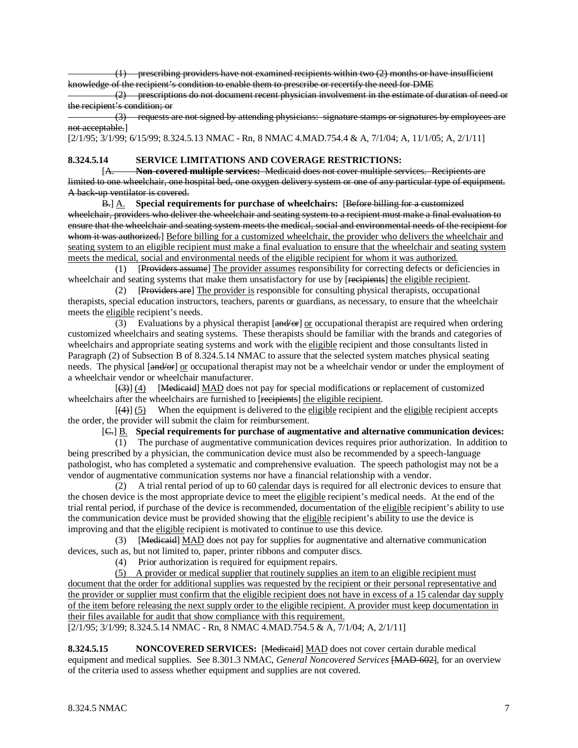~~(1) prescribing providers have not examined recipients within two (2) months or have insufficient knowledge of the recipient's condition to enable them to prescribe or recertify the need for DME~~

~~(2) prescriptions do not document recent physician involvement in the estimate of duration of need or the recipient's condition; or~~

~~(3) requests are not signed by attending physicians: signature stamps or signatures by employees are not acceptable.~~]

[2/1/95; 3/1/99; 6/15/99; 8.324.5.13 NMAC - Rn, 8 NMAC 4.MAD.754.4 & A, 7/1/04; A, 11/1/05; A, 2/1/11]

**8.324.5.14 SERVICE LIMITATIONS AND COVERAGE RESTRICTIONS:**

[~~A. **Non-covered multiple services:** Medicaid does not cover multiple services. Recipients are limited to one wheelchair, one hospital bed, one oxygen delivery system or one of any particular type of equipment. A back-up ventilator is covered.~~

~~B.~~] A. **Special requirements for purchase of wheelchairs:** [~~Before billing for a customized wheelchair, providers who deliver the wheelchair and seating system to a recipient must make a final evaluation to ensure that the wheelchair and seating system meets the medical, social and environmental needs of the recipient for whom it was authorized.~~] Before billing for a customized wheelchair, the provider who delivers the wheelchair and seating system to an eligible recipient must make a final evaluation to ensure that the wheelchair and seating system meets the medical, social and environmental needs of the eligible recipient for whom it was authorized.

(1) [~~Providers assume~~] The provider assumes responsibility for correcting defects or deficiencies in wheelchair and seating systems that make them unsatisfactory for use by [~~recipients~~] the eligible recipient.

(2) [~~Providers are~~] The provider is responsible for consulting physical therapists, occupational therapists, special education instructors, teachers, parents or guardians, as necessary, to ensure that the wheelchair meets the eligible recipient's needs.

(3) Evaluations by a physical therapist [~~and/or~~] or occupational therapist are required when ordering customized wheelchairs and seating systems. These therapists should be familiar with the brands and categories of wheelchairs and appropriate seating systems and work with the eligible recipient and those consultants listed in Paragraph (2) of Subsection B of 8.324.5.14 NMAC to assure that the selected system matches physical seating needs. The physical [~~and/or~~] or occupational therapist may not be a wheelchair vendor or under the employment of a wheelchair vendor or wheelchair manufacturer.

[~~(3)~~] (4) [~~Medicaid~~] MAD does not pay for special modifications or replacement of customized wheelchairs after the wheelchairs are furnished to [~~recipients~~] the eligible recipient.

[~~(4)~~] (5) When the equipment is delivered to the eligible recipient and the eligible recipient accepts the order, the provider will submit the claim for reimbursement.

[~~C.~~] B. **Special requirements for purchase of augmentative and alternative communication devices:**

(1) The purchase of augmentative communication devices requires prior authorization. In addition to being prescribed by a physician, the communication device must also be recommended by a speech-language pathologist, who has completed a systematic and comprehensive evaluation. The speech pathologist may not be a vendor of augmentative communication systems nor have a financial relationship with a vendor.

(2) A trial rental period of up to 60 calendar days is required for all electronic devices to ensure that the chosen device is the most appropriate device to meet the eligible recipient's medical needs. At the end of the trial rental period, if purchase of the device is recommended, documentation of the eligible recipient's ability to use the communication device must be provided showing that the eligible recipient's ability to use the device is improving and that the eligible recipient is motivated to continue to use this device.

(3) [~~Medicaid~~] MAD does not pay for supplies for augmentative and alternative communication devices, such as, but not limited to, paper, printer ribbons and computer discs.

(4) Prior authorization is required for equipment repairs.

(5) A provider or medical supplier that routinely supplies an item to an eligible recipient must document that the order for additional supplies was requested by the recipient or their personal representative and the provider or supplier must confirm that the eligible recipient does not have in excess of a 15 calendar day supply of the item before releasing the next supply order to the eligible recipient. A provider must keep documentation in their files available for audit that show compliance with this requirement.

[2/1/95; 3/1/99; 8.324.5.14 NMAC - Rn, 8 NMAC 4.MAD.754.5 & A, 7/1/04; A, 2/1/11]

**8.324.5.15 NONCOVERED SERVICES:** [~~Medicaid~~] MAD does not cover certain durable medical equipment and medical supplies. See 8.301.3 NMAC, *General Noncovered Services* [~~MAD-602~~], for an overview of the criteria used to assess whether equipment and supplies are not covered.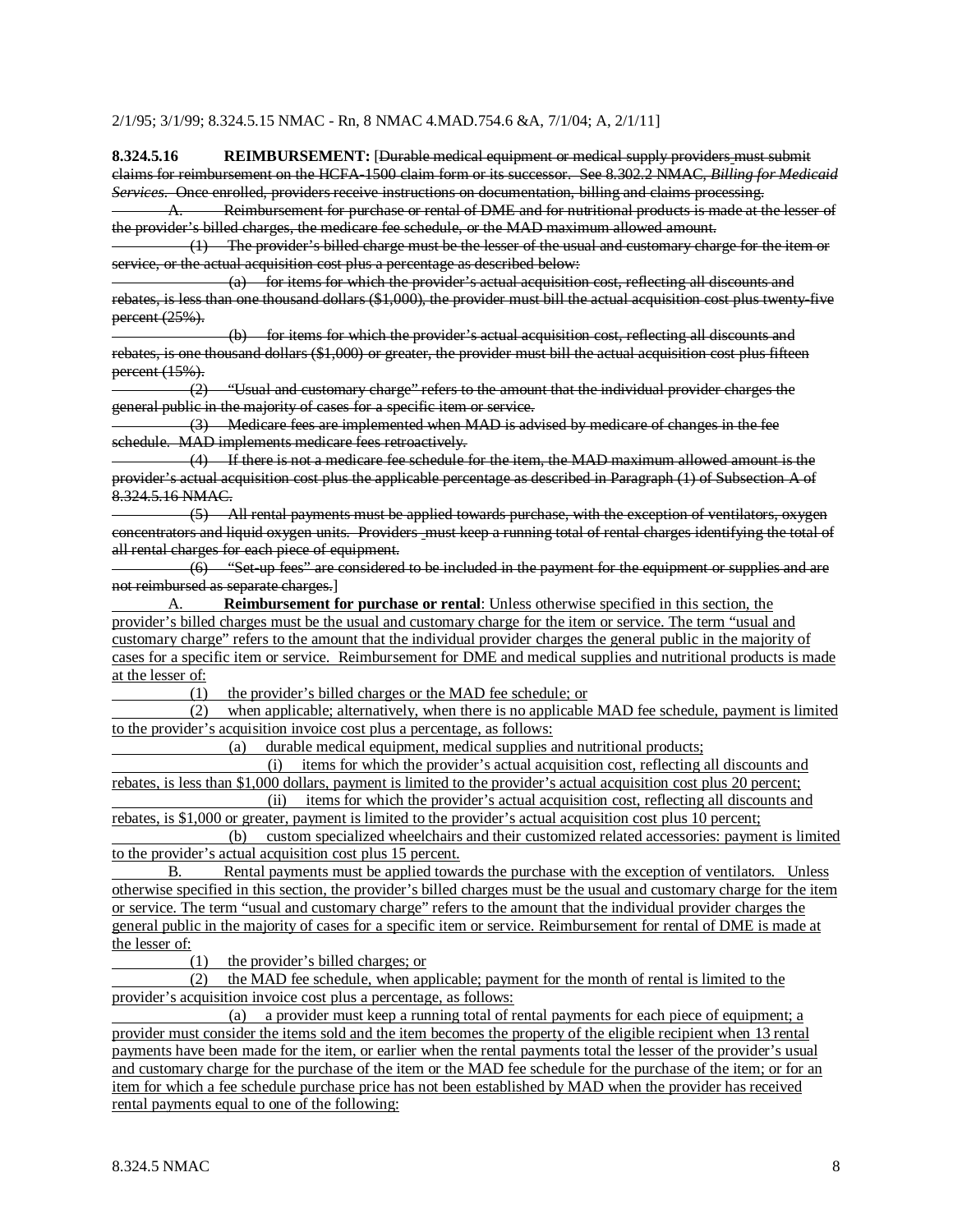2/1/95; 3/1/99; 8.324.5.15 NMAC - Rn, 8 NMAC 4.MAD.754.6 &A, 7/1/04; A, 2/1/11]

**8.324.5.16 REIMBURSEMENT:** [~~Durable medical equipment or medical supply providers must submit claims for reimbursement on the HCFA-1500 claim form or its successor. See 8.302.2 NMAC, *Billing for Medicaid Services*. Once enrolled, providers receive instructions on documentation, billing and claims processing.~~

~~A. Reimbursement for purchase or rental of DME and for nutritional products is made at the lesser of the provider's billed charges, the medicare fee schedule, or the MAD maximum allowed amount.~~

~~(1) The provider's billed charge must be the lesser of the usual and customary charge for the item or service, or the actual acquisition cost plus a percentage as described below:~~

~~(a) for items for which the provider's actual acquisition cost, reflecting all discounts and rebates, is less than one thousand dollars ($1,000), the provider must bill the actual acquisition cost plus twenty-five percent (25%).~~

~~(b) for items for which the provider's actual acquisition cost, reflecting all discounts and rebates, is one thousand dollars ($1,000) or greater, the provider must bill the actual acquisition cost plus fifteen percent (15%).~~

~~(2) "Usual and customary charge" refers to the amount that the individual provider charges the general public in the majority of cases for a specific item or service.~~

~~(3) Medicare fees are implemented when MAD is advised by medicare of changes in the fee schedule. MAD implements medicare fees retroactively.~~

~~(4) If there is not a medicare fee schedule for the item, the MAD maximum allowed amount is the provider's actual acquisition cost plus the applicable percentage as described in Paragraph (1) of Subsection A of 8.324.5.16 NMAC.~~

~~(5) All rental payments must be applied towards purchase, with the exception of ventilators, oxygen concentrators and liquid oxygen units. Providers must keep a running total of rental charges identifying the total of all rental charges for each piece of equipment.~~

~~(6) "Set-up fees" are considered to be included in the payment for the equipment or supplies and are not reimbursed as separate charges.~~]

A. **Reimbursement for purchase or rental**: Unless otherwise specified in this section, the provider's billed charges must be the usual and customary charge for the item or service. The term "usual and customary charge" refers to the amount that the individual provider charges the general public in the majority of cases for a specific item or service. Reimbursement for DME and medical supplies and nutritional products is made at the lesser of:

(1) the provider's billed charges or the MAD fee schedule; or

(2) when applicable; alternatively, when there is no applicable MAD fee schedule, payment is limited to the provider's acquisition invoice cost plus a percentage, as follows:

(a) durable medical equipment, medical supplies and nutritional products;

(i) items for which the provider's actual acquisition cost, reflecting all discounts and rebates, is less than $1,000 dollars, payment is limited to the provider's actual acquisition cost plus 20 percent;

(ii) items for which the provider's actual acquisition cost, reflecting all discounts and rebates, is $1,000 or greater, payment is limited to the provider's actual acquisition cost plus 10 percent;

(b) custom specialized wheelchairs and their customized related accessories: payment is limited to the provider's actual acquisition cost plus 15 percent.

B. Rental payments must be applied towards the purchase with the exception of ventilators. Unless otherwise specified in this section, the provider's billed charges must be the usual and customary charge for the item or service. The term "usual and customary charge" refers to the amount that the individual provider charges the general public in the majority of cases for a specific item or service. Reimbursement for rental of DME is made at the lesser of:

(1) the provider's billed charges; or

(2) the MAD fee schedule, when applicable; payment for the month of rental is limited to the provider's acquisition invoice cost plus a percentage, as follows:

(a) a provider must keep a running total of rental payments for each piece of equipment; a provider must consider the items sold and the item becomes the property of the eligible recipient when 13 rental payments have been made for the item, or earlier when the rental payments total the lesser of the provider's usual and customary charge for the purchase of the item or the MAD fee schedule for the purchase of the item; or for an item for which a fee schedule purchase price has not been established by MAD when the provider has received rental payments equal to one of the following: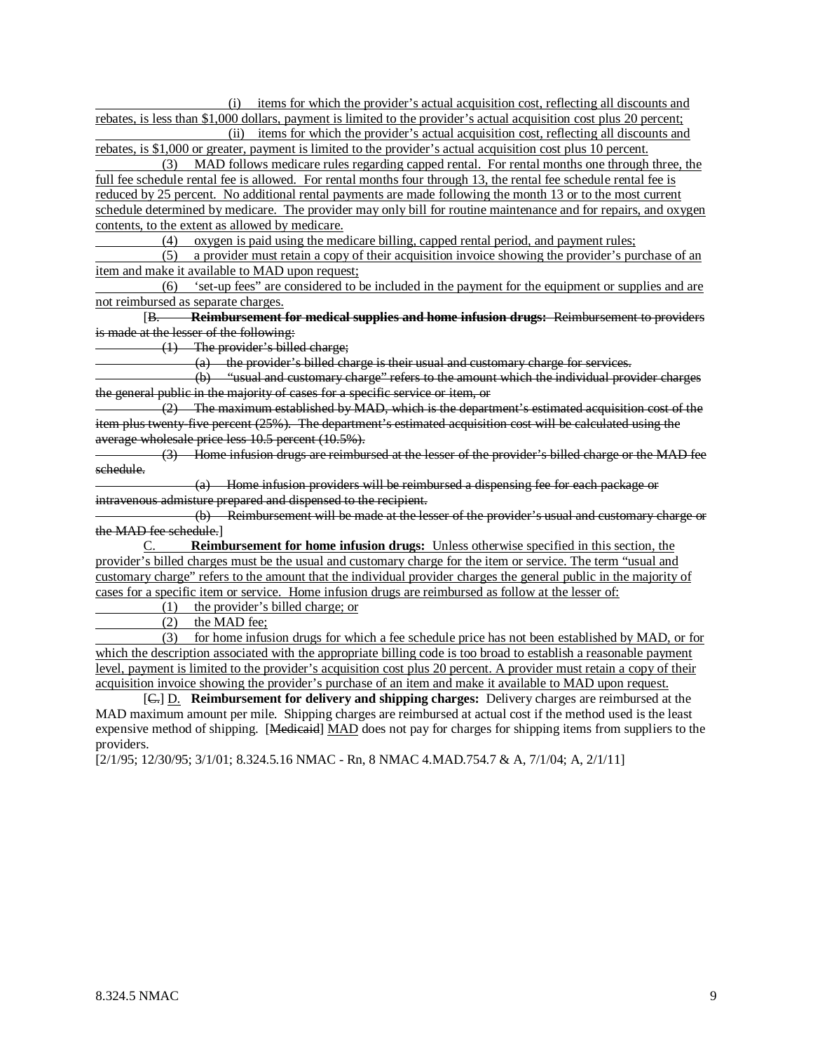(i) items for which the provider's actual acquisition cost, reflecting all discounts and rebates, is less than $1,000 dollars, payment is limited to the provider's actual acquisition cost plus 20 percent;

(ii) items for which the provider's actual acquisition cost, reflecting all discounts and rebates, is $1,000 or greater, payment is limited to the provider's actual acquisition cost plus 10 percent.

(3) MAD follows medicare rules regarding capped rental. For rental months one through three, the full fee schedule rental fee is allowed. For rental months four through 13, the rental fee schedule rental fee is reduced by 25 percent. No additional rental payments are made following the month 13 or to the most current schedule determined by medicare. The provider may only bill for routine maintenance and for repairs, and oxygen contents, to the extent as allowed by medicare.

(4) oxygen is paid using the medicare billing, capped rental period, and payment rules;

(5) a provider must retain a copy of their acquisition invoice showing the provider's purchase of an item and make it available to MAD upon request;

(6) 'set-up fees" are considered to be included in the payment for the equipment or supplies and are not reimbursed as separate charges.

[~~B. **Reimbursement for medical supplies and home infusion drugs:** Reimbursement to providers is made at the lesser of the following:~~

~~(1) The provider's billed charge;~~

~~(a) the provider's billed charge is their usual and customary charge for services.~~

~~(b) "usual and customary charge" refers to the amount which the individual provider charges the general public in the majority of cases for a specific service or item, or~~

~~(2) The maximum established by MAD, which is the department's estimated acquisition cost of the item plus twenty-five percent (25%). The department's estimated acquisition cost will be calculated using the average wholesale price less 10.5 percent (10.5%).~~

~~(3) Home infusion drugs are reimbursed at the lesser of the provider's billed charge or the MAD fee schedule.~~

~~(a) Home infusion providers will be reimbursed a dispensing fee for each package or intravenous admisture prepared and dispensed to the recipient.~~

~~(b) Reimbursement will be made at the lesser of the provider's usual and customary charge or the MAD fee schedule.~~]

C. **Reimbursement for home infusion drugs:** Unless otherwise specified in this section, the provider's billed charges must be the usual and customary charge for the item or service. The term "usual and customary charge" refers to the amount that the individual provider charges the general public in the majority of cases for a specific item or service. Home infusion drugs are reimbursed as follow at the lesser of:

(1) the provider's billed charge; or

(2) the MAD fee;

(3) for home infusion drugs for which a fee schedule price has not been established by MAD, or for which the description associated with the appropriate billing code is too broad to establish a reasonable payment level, payment is limited to the provider's acquisition cost plus 20 percent. A provider must retain a copy of their acquisition invoice showing the provider's purchase of an item and make it available to MAD upon request.

[~~C.~~] D. **Reimbursement for delivery and shipping charges:** Delivery charges are reimbursed at the MAD maximum amount per mile. Shipping charges are reimbursed at actual cost if the method used is the least expensive method of shipping. [~~Medicaid~~] MAD does not pay for charges for shipping items from suppliers to the providers.

[2/1/95; 12/30/95; 3/1/01; 8.324.5.16 NMAC - Rn, 8 NMAC 4.MAD.754.7 & A, 7/1/04; A, 2/1/11]